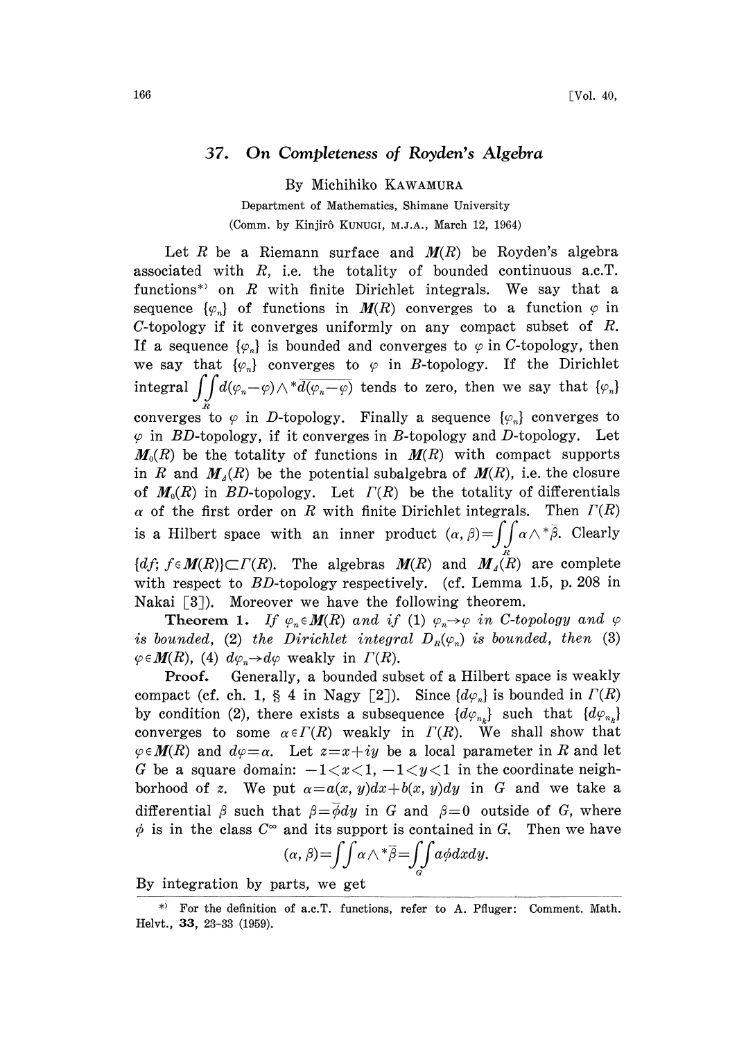# 37. On Completeness of Royden's Algebra

By Michihiko KAWAMURA

Department of Mathematics, Shimane University

(Comm. by Kinjirô KUNUGI, M.J.A., March 12, 1964)

Let $R$ be a Riemann surface and $\boldsymbol{M}(R)$ be Royden's algebra associated with $R$, i.e. the totality of bounded continuous a.c.T. functions*) on $R$ with finite Dirichlet integrals. We say that a sequence $\{\varphi_n\}$ of functions in $\boldsymbol{M}(R)$ converges to a function $\varphi$ in $C$-topology if it converges uniformly on any compact subset of $R$. If a sequence $\{\varphi_n\}$ is bounded and converges to $\varphi$ in $C$-topology, then we say that $\{\varphi_n\}$ converges to $\varphi$ in $B$-topology. If the Dirichlet integral $\iint_R d(\varphi_n-\varphi)\wedge{}^*\overline{d(\varphi_n-\varphi)}$ tends to zero, then we say that $\{\varphi_n\}$ converges to $\varphi$ in $D$-topology. Finally a sequence $\{\varphi_n\}$ converges to $\varphi$ in $BD$-topology, if it converges in $B$-topology and $D$-topology. Let $\boldsymbol{M}_0(R)$ be the totality of functions in $\boldsymbol{M}(R)$ with compact supports in $R$ and $\boldsymbol{M}_\Delta(R)$ be the potential subalgebra of $\boldsymbol{M}(R)$, i.e. the closure of $\boldsymbol{M}_0(R)$ in $BD$-topology. Let $\Gamma(R)$ be the totality of differentials $\alpha$ of the first order on $R$ with finite Dirichlet integrals. Then $\Gamma(R)$ is a Hilbert space with an inner product $(\alpha,\beta)=\iint_R \alpha\wedge{}^*\bar{\beta}$. Clearly $\{df;\, f\in\boldsymbol{M}(R)\}\subset\Gamma(R)$. The algebras $\boldsymbol{M}(R)$ and $\boldsymbol{M}_\Delta(R)$ are complete with respect to $BD$-topology respectively. (cf. Lemma 1.5, p. 208 in Nakai [3]). Moreover we have the following theorem.

**Theorem 1.** *If $\varphi_n\in\boldsymbol{M}(R)$ and if (1) $\varphi_n\to\varphi$ in $C$-topology and $\varphi$ is bounded, (2) the Dirichlet integral $D_R(\varphi_n)$ is bounded, then (3) $\varphi\in\boldsymbol{M}(R)$, (4) $d\varphi_n\to d\varphi$ weakly in $\Gamma(R)$.*

**Proof.** Generally, a bounded subset of a Hilbert space is weakly compact (cf. ch. 1, § 4 in Nagy [2]). Since $\{d\varphi_n\}$ is bounded in $\Gamma(R)$ by condition (2), there exists a subsequence $\{d\varphi_{n_k}\}$ such that $\{d\varphi_{n_k}\}$ converges to some $\alpha\in\Gamma(R)$ weakly in $\Gamma(R)$. We shall show that $\varphi\in\boldsymbol{M}(R)$ and $d\varphi=\alpha$. Let $z=x+iy$ be a local parameter in $R$ and let $G$ be a square domain: $-1<x<1$, $-1<y<1$ in the coordinate neighborhood of $z$. We put $\alpha=a(x,y)dx+b(x,y)dy$ in $G$ and we take a differential $\beta$ such that $\beta=\bar{\phi}dy$ in $G$ and $\beta=0$ outside of $G$, where $\phi$ is in the class $C^\infty$ and its support is contained in $G$. Then we have

$$(\alpha,\beta)=\iint \alpha\wedge{}^*\bar{\beta}=\iint_G a\phi\,dxdy.$$

By integration by parts, we get

*) For the definition of a.c.T. functions, refer to A. Pfluger: Comment. Math. Helvt., **33**, 23-33 (1959).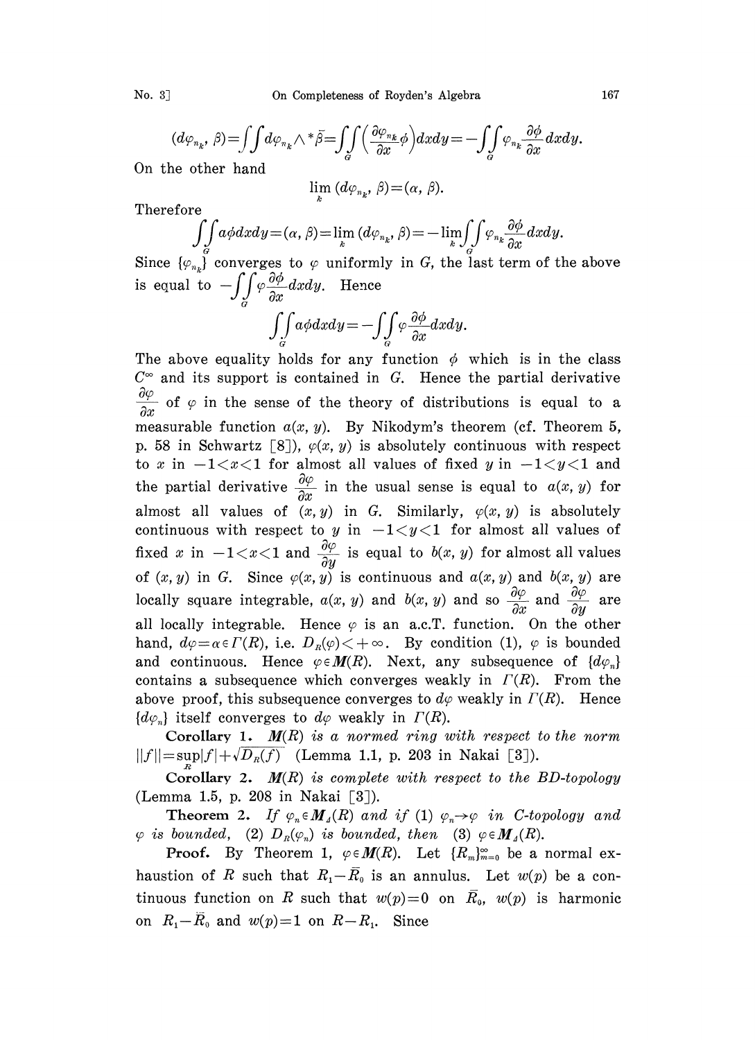$$(d\varphi_{n_k}, \beta)=\iint d\varphi_{n_k}\wedge{}^*\bar{\beta}=\iint_G\left(\frac{\partial\varphi_{n_k}}{\partial x}\phi\right)dxdy=-\iint_G\varphi_{n_k}\frac{\partial\phi}{\partial x}dxdy.$$

On the other hand

$$\lim_k (d\varphi_{n_k}, \beta)=(\alpha, \beta).$$

Therefore

$$\iint_G a\phi dxdy=(\alpha, \beta)=\lim_k (d\varphi_{n_k}, \beta)=-\lim_k\iint_G\varphi_{n_k}\frac{\partial\phi}{\partial x}dxdy.$$

Since $\{\varphi_{n_k}\}$ converges to $\varphi$ uniformly in $G$, the last term of the above is equal to $-\iint_G\varphi\frac{\partial\phi}{\partial x}dxdy$. Hence

$$\iint_G a\phi dxdy=-\iint_G\varphi\frac{\partial\phi}{\partial x}dxdy.$$

The above equality holds for any function $\phi$ which is in the class $C^\infty$ and its support is contained in $G$. Hence the partial derivative $\frac{\partial\varphi}{\partial x}$ of $\varphi$ in the sense of the theory of distributions is equal to a measurable function $a(x, y)$. By Nikodym's theorem (cf. Theorem 5, p. 58 in Schwartz [8]), $\varphi(x, y)$ is absolutely continuous with respect to $x$ in $-1<x<1$ for almost all values of fixed $y$ in $-1<y<1$ and the partial derivative $\frac{\partial\varphi}{\partial x}$ in the usual sense is equal to $a(x, y)$ for almost all values of $(x, y)$ in $G$. Similarly, $\varphi(x, y)$ is absolutely continuous with respect to $y$ in $-1<y<1$ for almost all values of fixed $x$ in $-1<x<1$ and $\frac{\partial\varphi}{\partial y}$ is equal to $b(x, y)$ for almost all values of $(x, y)$ in $G$. Since $\varphi(x, y)$ is continuous and $a(x, y)$ and $b(x, y)$ are locally square integrable, $a(x, y)$ and $b(x, y)$ and so $\frac{\partial\varphi}{\partial x}$ and $\frac{\partial\varphi}{\partial y}$ are all locally integrable. Hence $\varphi$ is an a.c.T. function. On the other hand, $d\varphi=\alpha\in\Gamma(R)$, i.e. $D_R(\varphi)<+\infty$. By condition (1), $\varphi$ is bounded and continuous. Hence $\varphi\in\boldsymbol{M}(R)$. Next, any subsequence of $\{d\varphi_n\}$ contains a subsequence which converges weakly in $\Gamma(R)$. From the above proof, this subsequence converges to $d\varphi$ weakly in $\Gamma(R)$. Hence $\{d\varphi_n\}$ itself converges to $d\varphi$ weakly in $\Gamma(R)$.

**Corollary 1.** *$\boldsymbol{M}(R)$ is a normed ring with respect to the norm* $\|f\|=\sup_R|f|+\sqrt{D_R(f)}$ (Lemma 1.1, p. 203 in Nakai [3]).

**Corollary 2.** *$\boldsymbol{M}(R)$ is complete with respect to the BD-topology* (Lemma 1.5, p. 208 in Nakai [3]).

**Theorem 2.** *If $\varphi_n\in\boldsymbol{M}_\Delta(R)$ and if (1) $\varphi_n\to\varphi$ in C-topology and $\varphi$ is bounded, (2) $D_R(\varphi_n)$ is bounded, then (3) $\varphi\in\boldsymbol{M}_\Delta(R)$.*

**Proof.** By Theorem 1, $\varphi\in\boldsymbol{M}(R)$. Let $\{R_m\}_{m=0}^\infty$ be a normal exhaustion of $R$ such that $R_1-\bar{R}_0$ is an annulus. Let $w(p)$ be a continuous function on $R$ such that $w(p)=0$ on $\bar{R}_0$, $w(p)$ is harmonic on $R_1-\bar{R}_0$ and $w(p)=1$ on $R-R_1$. Since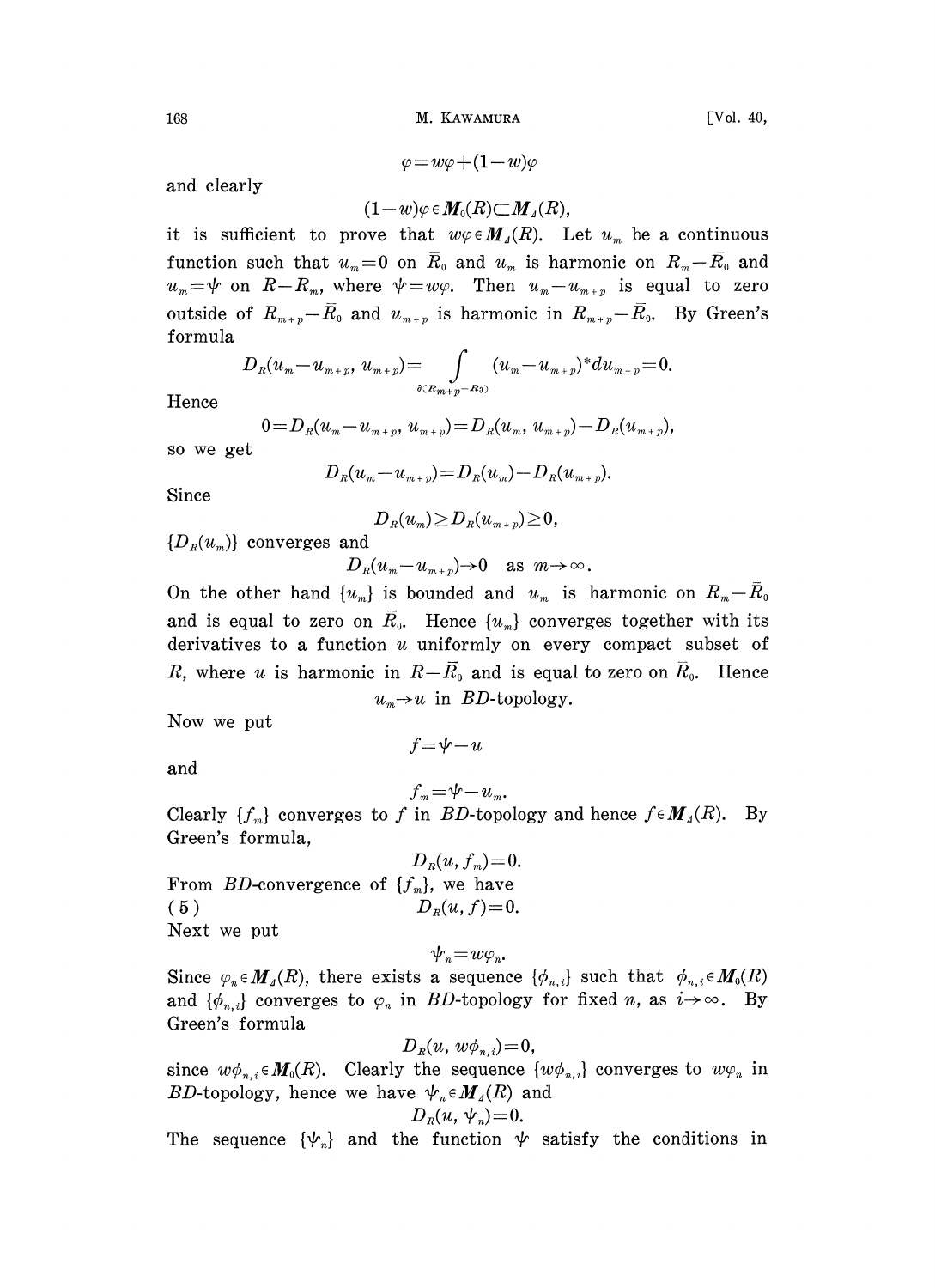$$\varphi = w\varphi + (1-w)\varphi$$

and clearly

$$(1-w)\varphi \in \boldsymbol{M}_0(R) \subset \boldsymbol{M}_\Delta(R),$$

it is sufficient to prove that $w\varphi \in \boldsymbol{M}_\Delta(R)$. Let $u_m$ be a continuous function such that $u_m = 0$ on $\bar{R}_0$ and $u_m$ is harmonic on $R_m - \bar{R}_0$ and $u_m = \psi$ on $R - R_m$, where $\psi = w\varphi$. Then $u_m - u_{m+p}$ is equal to zero outside of $R_{m+p} - \bar{R}_0$ and $u_{m+p}$ is harmonic in $R_{m+p} - \bar{R}_0$. By Green's formula

$$D_R(u_m - u_{m+p}, u_{m+p}) = \int_{\partial(R_{m+p} - R_0)} (u_m - u_{m+p})^* du_{m+p} = 0.$$

Hence

$$0 = D_R(u_m - u_{m+p}, u_{m+p}) = D_R(u_m, u_{m+p}) - D_R(u_{m+p}),$$

so we get

$$D_R(u_m - u_{m+p}) = D_R(u_m) - D_R(u_{m+p}).$$

Since

$$D_R(u_m) \geq D_R(u_{m+p}) \geq 0,$$

$\{D_R(u_m)\}$ converges and

$$D_R(u_m - u_{m+p}) \to 0 \quad \text{as } m \to \infty.$$

On the other hand $\{u_m\}$ is bounded and $u_m$ is harmonic on $R_m - \bar{R}_0$ and is equal to zero on $\bar{R}_0$. Hence $\{u_m\}$ converges together with its derivatives to a function $u$ uniformly on every compact subset of $R$, where $u$ is harmonic in $R - \bar{R}_0$ and is equal to zero on $\bar{R}_0$. Hence

$$u_m \to u \text{ in } BD\text{-topology}.$$

Now we put

$$f = \psi - u$$

and

$$f_m = \psi - u_m.$$

Clearly $\{f_m\}$ converges to $f$ in $BD$-topology and hence $f \in \boldsymbol{M}_\Delta(R)$. By Green's formula,

$$D_R(u, f_m) = 0.$$

From $BD$-convergence of $\{f_m\}$, we have

$$D_R(u, f) = 0. \tag{5}$$

Next we put

$$\psi_n = w\varphi_n.$$

Since $\varphi_n \in \boldsymbol{M}_\Delta(R)$, there exists a sequence $\{\phi_{n,i}\}$ such that $\phi_{n,i} \in \boldsymbol{M}_0(R)$ and $\{\phi_{n,i}\}$ converges to $\varphi_n$ in $BD$-topology for fixed $n$, as $i \to \infty$. By Green's formula

$$D_R(u, w\phi_{n,i}) = 0,$$

since $w\phi_{n,i} \in \boldsymbol{M}_0(R)$. Clearly the sequence $\{w\phi_{n,i}\}$ converges to $w\varphi_n$ in $BD$-topology, hence we have $\psi_n \in \boldsymbol{M}_\Delta(R)$ and

$$D_R(u, \psi_n) = 0.$$

The sequence $\{\psi_n\}$ and the function $\psi$ satisfy the conditions in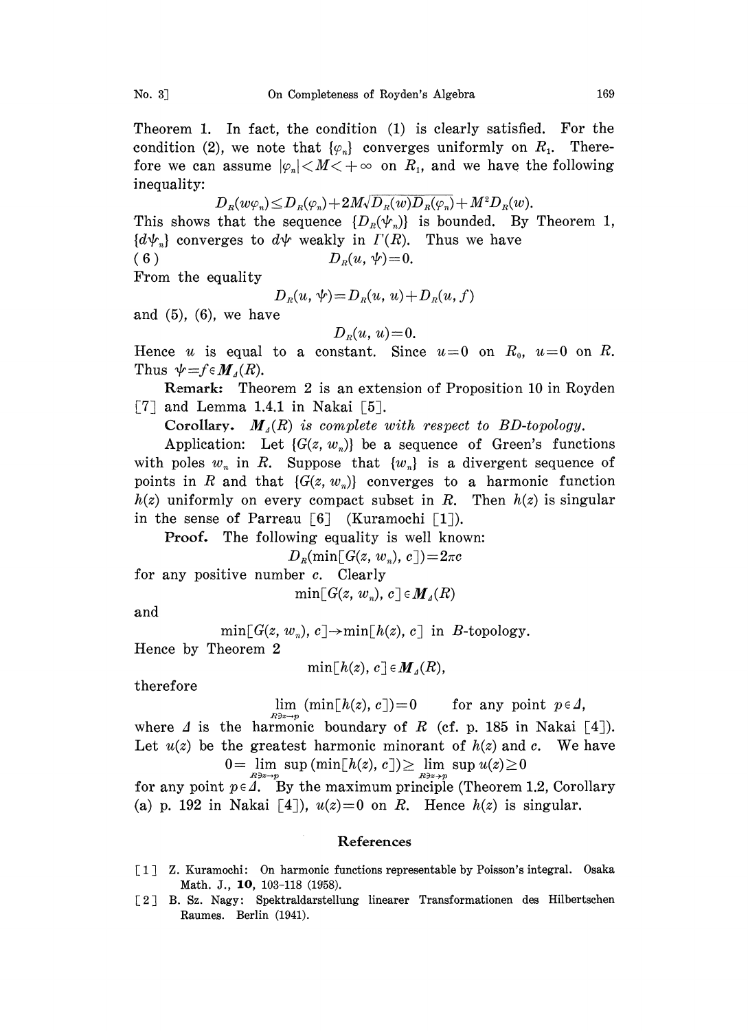Theorem 1. In fact, the condition (1) is clearly satisfied. For the condition (2), we note that $\{\varphi_n\}$ converges uniformly on $R_1$. Therefore we can assume $|\varphi_n|<M<+\infty$ on $R_1$, and we have the following inequality:

$$D_R(w\varphi_n)\leq D_R(\varphi_n)+2M\sqrt{D_R(w)D_R(\varphi_n)}+M^2D_R(w).$$

This shows that the sequence $\{D_R(\psi_n)\}$ is bounded. By Theorem 1, $\{d\psi_n\}$ converges to $d\psi$ weakly in $\Gamma(R)$. Thus we have

$$(6)\qquad D_R(u, \psi)=0.$$

From the equality

$$D_R(u, \psi)=D_R(u, u)+D_R(u, f)$$

and (5), (6), we have

$$D_R(u, u)=0.$$

Hence $u$ is equal to a constant. Since $u=0$ on $R_0$, $u=0$ on $R$. Thus $\psi=f\in \boldsymbol{M}_\Delta(R)$.

**Remark:** Theorem 2 is an extension of Proposition 10 in Royden [7] and Lemma 1.4.1 in Nakai [5].

**Corollary.** *$\boldsymbol{M}_\Delta(R)$ is complete with respect to BD-topology.*

Application: Let $\{G(z, w_n)\}$ be a sequence of Green's functions with poles $w_n$ in $R$. Suppose that $\{w_n\}$ is a divergent sequence of points in $R$ and that $\{G(z, w_n)\}$ converges to a harmonic function $h(z)$ uniformly on every compact subset in $R$. Then $h(z)$ is singular in the sense of Parreau [6] (Kuramochi [1]).

**Proof.** The following equality is well known:

$$D_R(\min[G(z, w_n), c])=2\pi c$$

for any positive number $c$. Clearly

$$\min[G(z, w_n), c]\in \boldsymbol{M}_\Delta(R)$$

and

$$\min[G(z, w_n), c]\to\min[h(z), c] \text{ in } B\text{-topology}.$$

Hence by Theorem 2

$$\min[h(z), c]\in \boldsymbol{M}_\Delta(R),$$

therefore

$$\lim_{R\ni z\to p}(\min[h(z), c])=0 \qquad \text{for any point } p\in\Delta,$$

where $\Delta$ is the harmonic boundary of $R$ (cf. p. 185 in Nakai [4]). Let $u(z)$ be the greatest harmonic minorant of $h(z)$ and $c$. We have

$$0=\lim_{R\ni z\to p}\sup(\min[h(z), c])\geq \lim_{R\ni z\to p}\sup u(z)\geq 0$$

for any point $p\in\Delta$. By the maximum principle (Theorem 1.2, Corollary (a) p. 192 in Nakai [4]), $u(z)=0$ on $R$. Hence $h(z)$ is singular.

## References

[1] Z. Kuramochi: On harmonic functions representable by Poisson's integral. Osaka Math. J., **10**, 103–118 (1958).

[2] B. Sz. Nagy: Spektraldarstellung linearer Transformationen des Hilbertschen Raumes. Berlin (1941).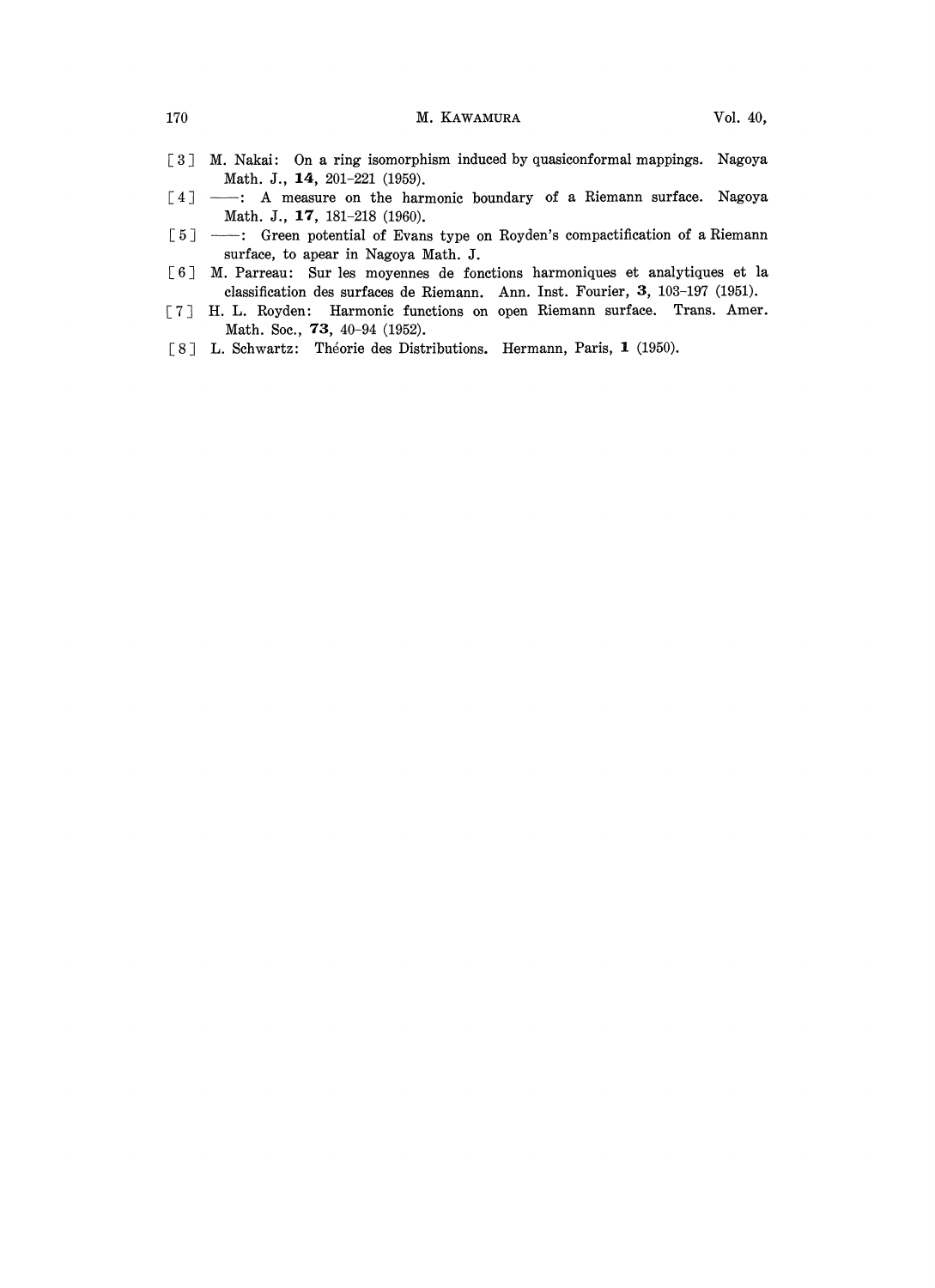[3] M. Nakai: On a ring isomorphism induced by quasiconformal mappings. Nagoya Math. J., **14**, 201–221 (1959).

[4] ——: A measure on the harmonic boundary of a Riemann surface. Nagoya Math. J., **17**, 181–218 (1960).

[5] ——: Green potential of Evans type on Royden's compactification of a Riemann surface, to apear in Nagoya Math. J.

[6] M. Parreau: Sur les moyennes de fonctions harmoniques et analytiques et la classification des surfaces de Riemann. Ann. Inst. Fourier, **3**, 103–197 (1951).

[7] H. L. Royden: Harmonic functions on open Riemann surface. Trans. Amer. Math. Soc., **73**, 40–94 (1952).

[8] L. Schwartz: Théorie des Distributions. Hermann, Paris, **1** (1950).